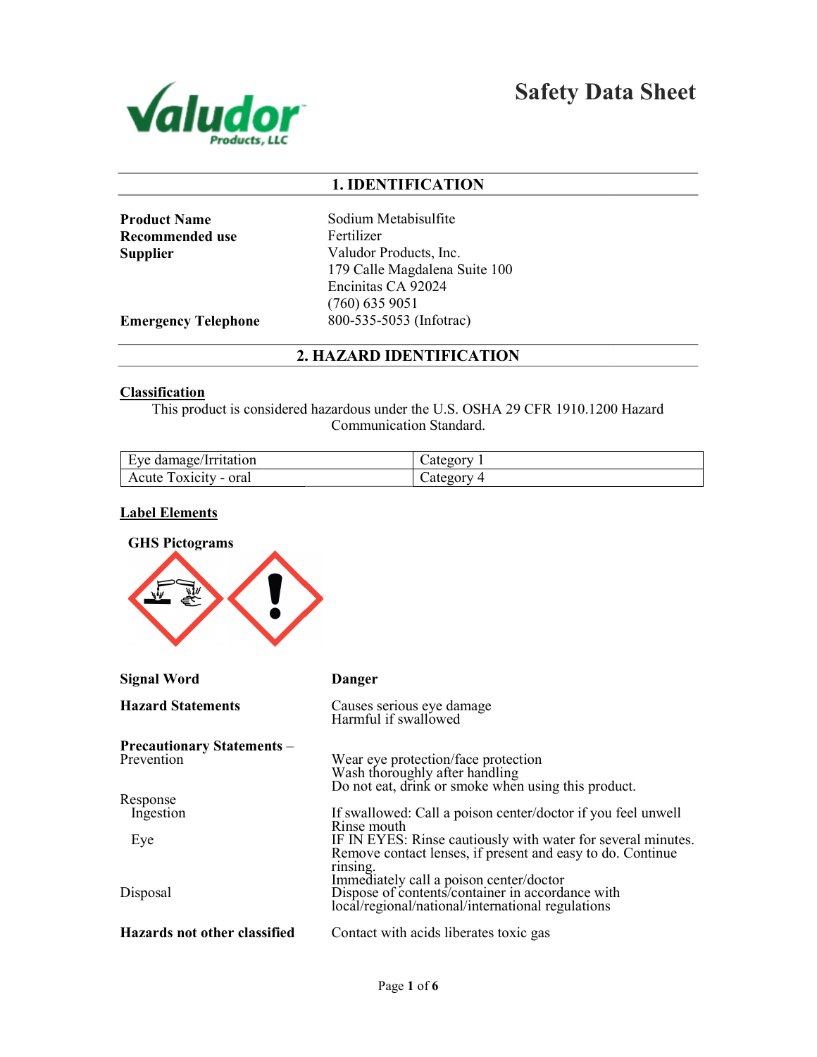# Safety Data Sheet

## 1. IDENTIFICATION

**Product Name** Sodium Metabisulfite
**Recommended use** Fertilizer
**Supplier** Valudor Products, Inc.
179 Calle Magdalena Suite 100
Encinitas CA 92024
(760) 635 9051
**Emergency Telephone** 800-535-5053 (Infotrac)

## 2. HAZARD IDENTIFICATION

### Classification

This product is considered hazardous under the U.S. OSHA 29 CFR 1910.1200 Hazard Communication Standard.

| | |
|---|---|
| Eye damage/Irritation | Category 1 |
| Acute Toxicity - oral | Category 4 |

### Label Elements

**GHS Pictograms**

**Signal Word** **Danger**

**Hazard Statements**
Causes serious eye damage
Harmful if swallowed

**Precautionary Statements** – Prevention
Wear eye protection/face protection
Wash thoroughly after handling
Do not eat, drink or smoke when using this product.

Response
Ingestion
If swallowed: Call a poison center/doctor if you feel unwell
Rinse mouth

Eye
IF IN EYES: Rinse cautiously with water for several minutes. Remove contact lenses, if present and easy to do. Continue rinsing.
Immediately call a poison center/doctor

Disposal
Dispose of contents/container in accordance with local/regional/national/international regulations

**Hazards not other classified** Contact with acids liberates toxic gas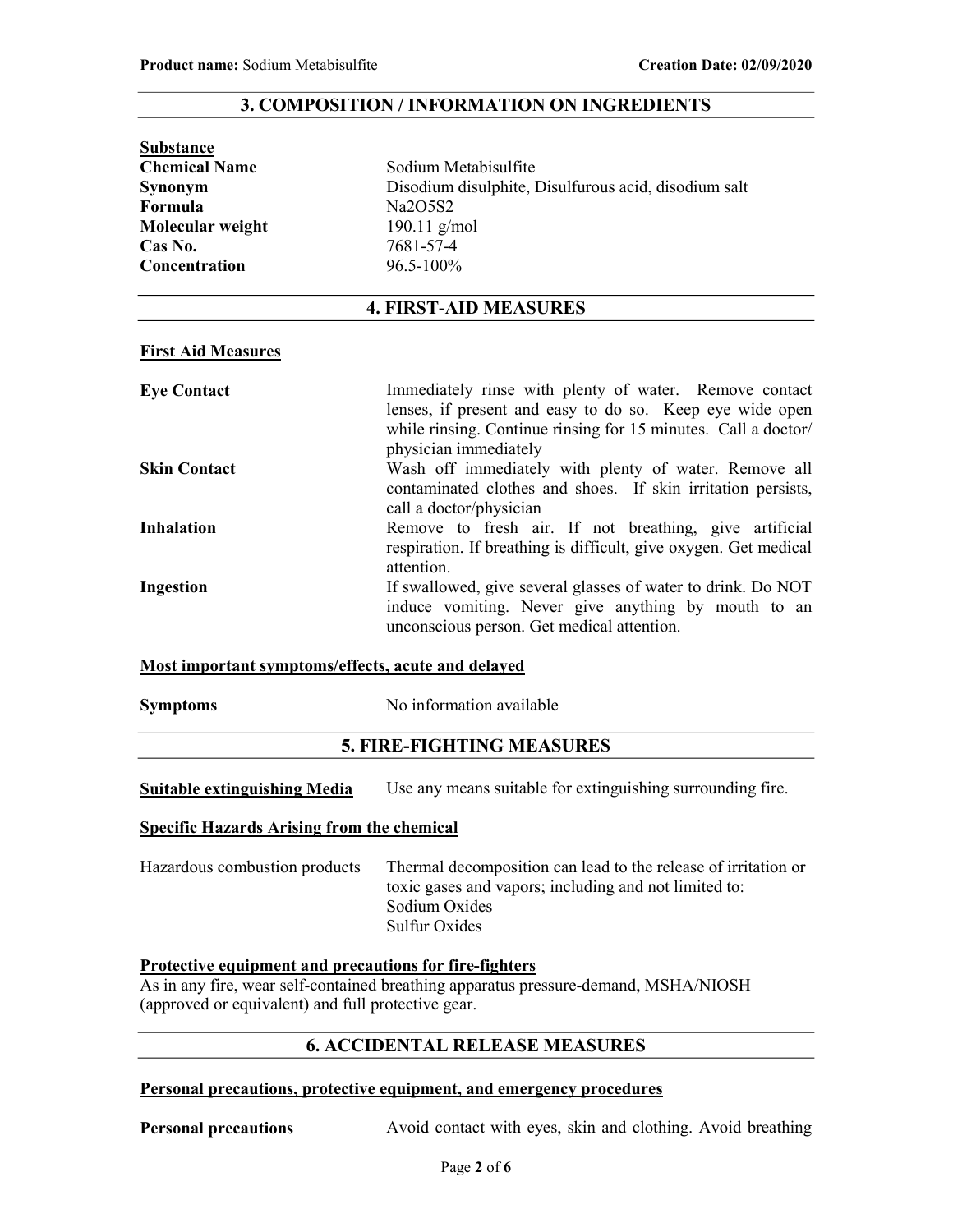## 3. COMPOSITION / INFORMATION ON INGREDIENTS

**Substance**

| | |
|---|---|
| **Chemical Name** | Sodium Metabisulfite |
| **Synonym** | Disodium disulphite, Disulfurous acid, disodium salt |
| **Formula** | $Na_2O_5S_2$ |
| **Molecular weight** | 190.11 g/mol |
| **Cas No.** | 7681-57-4 |
| **Concentration** | 96.5-100% |

## 4. FIRST-AID MEASURES

**First Aid Measures**

| | |
|---|---|
| **Eye Contact** | Immediately rinse with plenty of water. Remove contact lenses, if present and easy to do so. Keep eye wide open while rinsing. Continue rinsing for 15 minutes. Call a doctor/ physician immediately |
| **Skin Contact** | Wash off immediately with plenty of water. Remove all contaminated clothes and shoes. If skin irritation persists, call a doctor/physician |
| **Inhalation** | Remove to fresh air. If not breathing, give artificial respiration. If breathing is difficult, give oxygen. Get medical attention. |
| **Ingestion** | If swallowed, give several glasses of water to drink. Do NOT induce vomiting. Never give anything by mouth to an unconscious person. Get medical attention. |

**Most important symptoms/effects, acute and delayed**

**Symptoms** No information available

## 5. FIRE-FIGHTING MEASURES

**Suitable extinguishing Media** Use any means suitable for extinguishing surrounding fire.

**Specific Hazards Arising from the chemical**

Hazardous combustion products Thermal decomposition can lead to the release of irritation or toxic gases and vapors; including and not limited to:
Sodium Oxides
Sulfur Oxides

**Protective equipment and precautions for fire-fighters**

As in any fire, wear self-contained breathing apparatus pressure-demand, MSHA/NIOSH (approved or equivalent) and full protective gear.

## 6. ACCIDENTAL RELEASE MEASURES

**Personal precautions, protective equipment, and emergency procedures**

**Personal precautions** Avoid contact with eyes, skin and clothing. Avoid breathing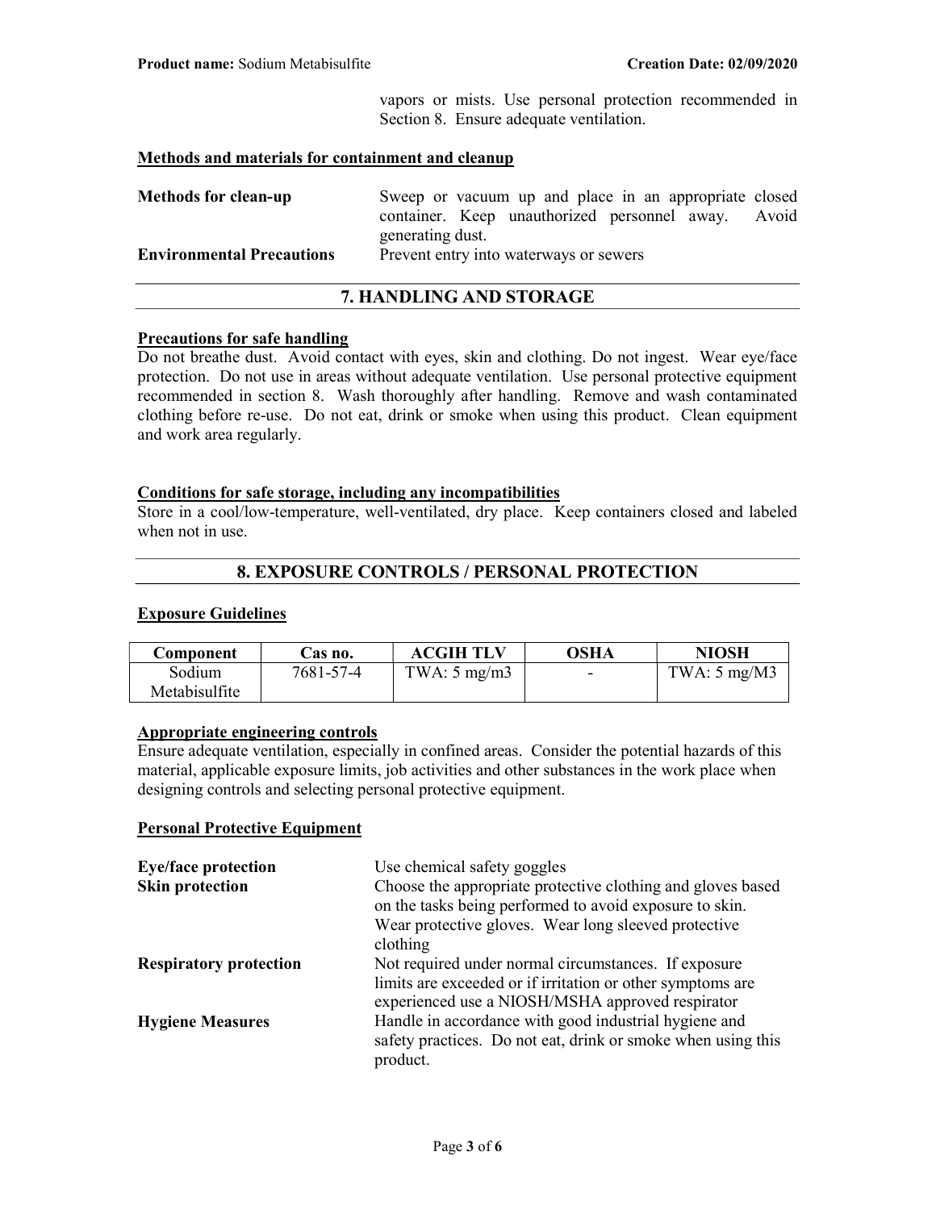vapors or mists. Use personal protection recommended in Section 8. Ensure adequate ventilation.

**Methods and materials for containment and cleanup**

**Methods for clean-up** Sweep or vacuum up and place in an appropriate closed container. Keep unauthorized personnel away. Avoid generating dust.

**Environmental Precautions** Prevent entry into waterways or sewers

## 7. HANDLING AND STORAGE

**Precautions for safe handling**

Do not breathe dust. Avoid contact with eyes, skin and clothing. Do not ingest. Wear eye/face protection. Do not use in areas without adequate ventilation. Use personal protective equipment recommended in section 8. Wash thoroughly after handling. Remove and wash contaminated clothing before re-use. Do not eat, drink or smoke when using this product. Clean equipment and work area regularly.

**Conditions for safe storage, including any incompatibilities**

Store in a cool/low-temperature, well-ventilated, dry place. Keep containers closed and labeled when not in use.

## 8. EXPOSURE CONTROLS / PERSONAL PROTECTION

**Exposure Guidelines**

| Component | Cas no. | ACGIH TLV | OSHA | NIOSH |
|---|---|---|---|---|
| Sodium Metabisulfite | 7681-57-4 | TWA: 5 mg/m3 | - | TWA: 5 mg/M3 |

**Appropriate engineering controls**

Ensure adequate ventilation, especially in confined areas. Consider the potential hazards of this material, applicable exposure limits, job activities and other substances in the work place when designing controls and selecting personal protective equipment.

**Personal Protective Equipment**

**Eye/face protection** Use chemical safety goggles

**Skin protection** Choose the appropriate protective clothing and gloves based on the tasks being performed to avoid exposure to skin. Wear protective gloves. Wear long sleeved protective clothing

**Respiratory protection** Not required under normal circumstances. If exposure limits are exceeded or if irritation or other symptoms are experienced use a NIOSH/MSHA approved respirator

**Hygiene Measures** Handle in accordance with good industrial hygiene and safety practices. Do not eat, drink or smoke when using this product.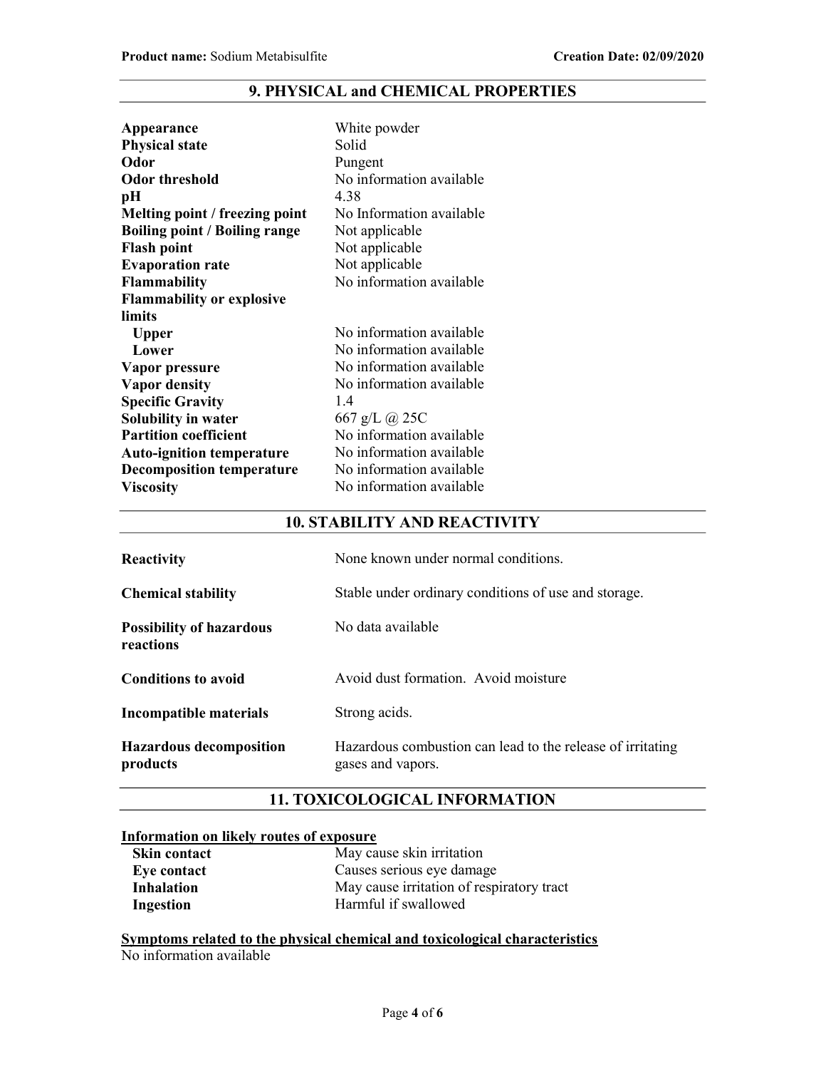## 9. PHYSICAL and CHEMICAL PROPERTIES

| | |
|---|---|
| **Appearance** | White powder |
| **Physical state** | Solid |
| **Odor** | Pungent |
| **Odor threshold** | No information available |
| **pH** | 4.38 |
| **Melting point / freezing point** | No Information available |
| **Boiling point / Boiling range** | Not applicable |
| **Flash point** | Not applicable |
| **Evaporation rate** | Not applicable |
| **Flammability** | No information available |
| **Flammability or explosive limits** | |
| **Upper** | No information available |
| **Lower** | No information available |
| **Vapor pressure** | No information available |
| **Vapor density** | No information available |
| **Specific Gravity** | 1.4 |
| **Solubility in water** | 667 g/L @ 25C |
| **Partition coefficient** | No information available |
| **Auto-ignition temperature** | No information available |
| **Decomposition temperature** | No information available |
| **Viscosity** | No information available |

## 10. STABILITY AND REACTIVITY

| | |
|---|---|
| **Reactivity** | None known under normal conditions. |
| **Chemical stability** | Stable under ordinary conditions of use and storage. |
| **Possibility of hazardous reactions** | No data available |
| **Conditions to avoid** | Avoid dust formation. Avoid moisture |
| **Incompatible materials** | Strong acids. |
| **Hazardous decomposition products** | Hazardous combustion can lead to the release of irritating gases and vapors. |

## 11. TOXICOLOGICAL INFORMATION

**Information on likely routes of exposure**

| | |
|---|---|
| **Skin contact** | May cause skin irritation |
| **Eye contact** | Causes serious eye damage |
| **Inhalation** | May cause irritation of respiratory tract |
| **Ingestion** | Harmful if swallowed |

**Symptoms related to the physical chemical and toxicological characteristics**

No information available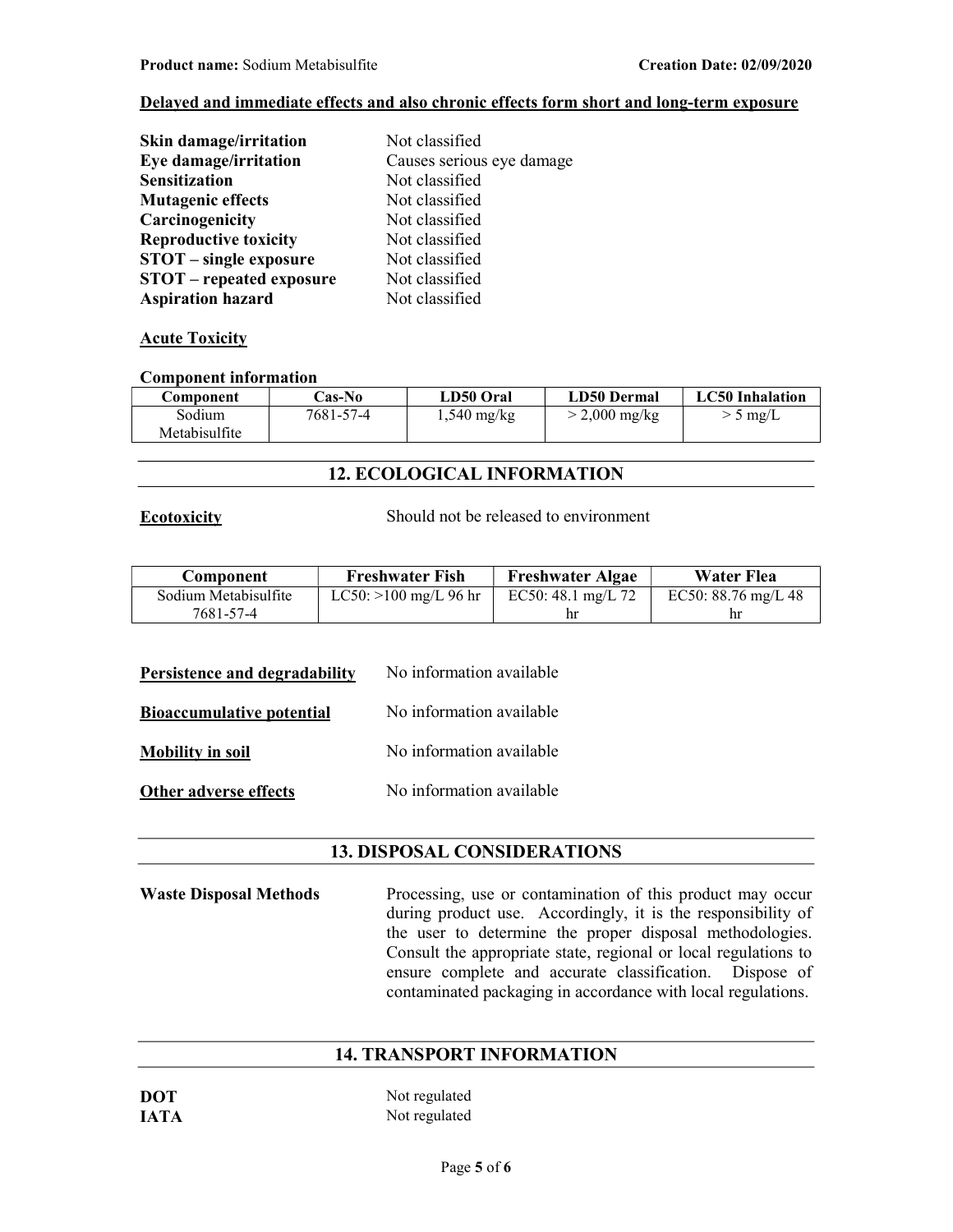**Delayed and immediate effects and also chronic effects form short and long-term exposure**

| | |
|---|---|
| **Skin damage/irritation** | Not classified |
| **Eye damage/irritation** | Causes serious eye damage |
| **Sensitization** | Not classified |
| **Mutagenic effects** | Not classified |
| **Carcinogenicity** | Not classified |
| **Reproductive toxicity** | Not classified |
| **STOT – single exposure** | Not classified |
| **STOT – repeated exposure** | Not classified |
| **Aspiration hazard** | Not classified |

**Acute Toxicity**

**Component information**

| Component | Cas-No | LD50 Oral | LD50 Dermal | LC50 Inhalation |
|---|---|---|---|---|
| Sodium Metabisulfite | 7681-57-4 | 1,540 mg/kg | > 2,000 mg/kg | > 5 mg/L |

## 12. ECOLOGICAL INFORMATION

**Ecotoxicity** Should not be released to environment

| Component | Freshwater Fish | Freshwater Algae | Water Flea |
|---|---|---|---|
| Sodium Metabisulfite 7681-57-4 | LC50: >100 mg/L 96 hr | EC50: 48.1 mg/L 72 hr | EC50: 88.76 mg/L 48 hr |

**Persistence and degradability** No information available

**Bioaccumulative potential** No information available

**Mobility in soil** No information available

**Other adverse effects** No information available

## 13. DISPOSAL CONSIDERATIONS

**Waste Disposal Methods** Processing, use or contamination of this product may occur during product use. Accordingly, it is the responsibility of the user to determine the proper disposal methodologies. Consult the appropriate state, regional or local regulations to ensure complete and accurate classification. Dispose of contaminated packaging in accordance with local regulations.

## 14. TRANSPORT INFORMATION

**DOT** Not regulated

**IATA** Not regulated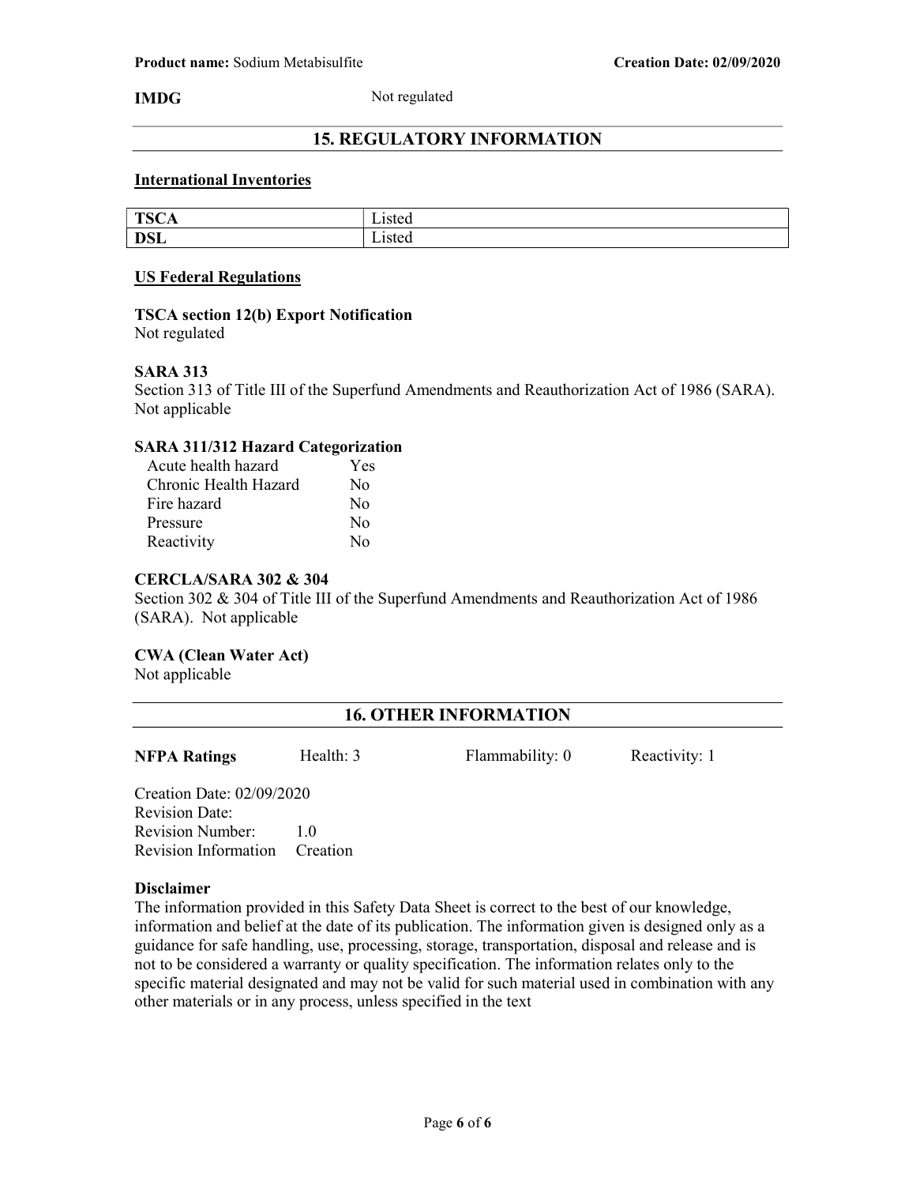**IMDG** Not regulated

## 15. REGULATORY INFORMATION

### International Inventories

| | |
|---|---|
| **TSCA** | Listed |
| **DSL** | Listed |

### US Federal Regulations

**TSCA section 12(b) Export Notification**
Not regulated

**SARA 313**
Section 313 of Title III of the Superfund Amendments and Reauthorization Act of 1986 (SARA). Not applicable

**SARA 311/312 Hazard Categorization**

| | |
|---|---|
| Acute health hazard | Yes |
| Chronic Health Hazard | No |
| Fire hazard | No |
| Pressure | No |
| Reactivity | No |

**CERCLA/SARA 302 & 304**
Section 302 & 304 of Title III of the Superfund Amendments and Reauthorization Act of 1986 (SARA). Not applicable

**CWA (Clean Water Act)**
Not applicable

## 16. OTHER INFORMATION

**NFPA Ratings** Health: 3 Flammability: 0 Reactivity: 1

Creation Date: 02/09/2020
Revision Date:
Revision Number: 1.0
Revision Information Creation

**Disclaimer**
The information provided in this Safety Data Sheet is correct to the best of our knowledge, information and belief at the date of its publication. The information given is designed only as a guidance for safe handling, use, processing, storage, transportation, disposal and release and is not to be considered a warranty or quality specification. The information relates only to the specific material designated and may not be valid for such material used in combination with any other materials or in any process, unless specified in the text